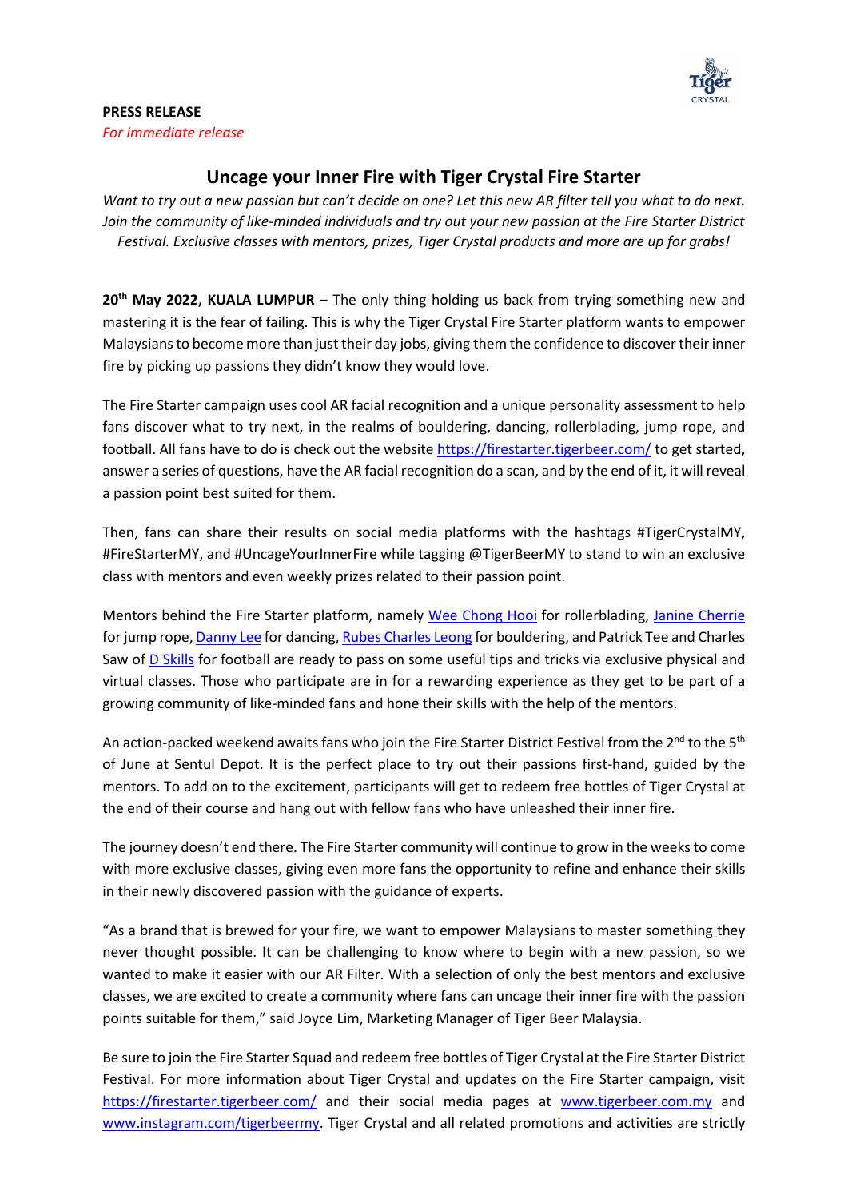**PRESS RELEASE**

*For immediate release*

# Uncage your Inner Fire with Tiger Crystal Fire Starter

*Want to try out a new passion but can't decide on one? Let this new AR filter tell you what to do next. Join the community of like-minded individuals and try out your new passion at the Fire Starter District Festival. Exclusive classes with mentors, prizes, Tiger Crystal products and more are up for grabs!*

**20th May 2022, KUALA LUMPUR** – The only thing holding us back from trying something new and mastering it is the fear of failing. This is why the Tiger Crystal Fire Starter platform wants to empower Malaysians to become more than just their day jobs, giving them the confidence to discover their inner fire by picking up passions they didn't know they would love.

The Fire Starter campaign uses cool AR facial recognition and a unique personality assessment to help fans discover what to try next, in the realms of bouldering, dancing, rollerblading, jump rope, and football. All fans have to do is check out the website https://firestarter.tigerbeer.com/ to get started, answer a series of questions, have the AR facial recognition do a scan, and by the end of it, it will reveal a passion point best suited for them.

Then, fans can share their results on social media platforms with the hashtags #TigerCrystalMY, #FireStarterMY, and #UncageYourInnerFire while tagging @TigerBeerMY to stand to win an exclusive class with mentors and even weekly prizes related to their passion point.

Mentors behind the Fire Starter platform, namely Wee Chong Hooi for rollerblading, Janine Cherrie for jump rope, Danny Lee for dancing, Rubes Charles Leong for bouldering, and Patrick Tee and Charles Saw of D Skills for football are ready to pass on some useful tips and tricks via exclusive physical and virtual classes. Those who participate are in for a rewarding experience as they get to be part of a growing community of like-minded fans and hone their skills with the help of the mentors.

An action-packed weekend awaits fans who join the Fire Starter District Festival from the 2nd to the 5th of June at Sentul Depot. It is the perfect place to try out their passions first-hand, guided by the mentors. To add on to the excitement, participants will get to redeem free bottles of Tiger Crystal at the end of their course and hang out with fellow fans who have unleashed their inner fire.

The journey doesn't end there. The Fire Starter community will continue to grow in the weeks to come with more exclusive classes, giving even more fans the opportunity to refine and enhance their skills in their newly discovered passion with the guidance of experts.

"As a brand that is brewed for your fire, we want to empower Malaysians to master something they never thought possible. It can be challenging to know where to begin with a new passion, so we wanted to make it easier with our AR Filter. With a selection of only the best mentors and exclusive classes, we are excited to create a community where fans can uncage their inner fire with the passion points suitable for them," said Joyce Lim, Marketing Manager of Tiger Beer Malaysia.

Be sure to join the Fire Starter Squad and redeem free bottles of Tiger Crystal at the Fire Starter District Festival. For more information about Tiger Crystal and updates on the Fire Starter campaign, visit https://firestarter.tigerbeer.com/ and their social media pages at www.tigerbeer.com.my and www.instagram.com/tigerbeermy. Tiger Crystal and all related promotions and activities are strictly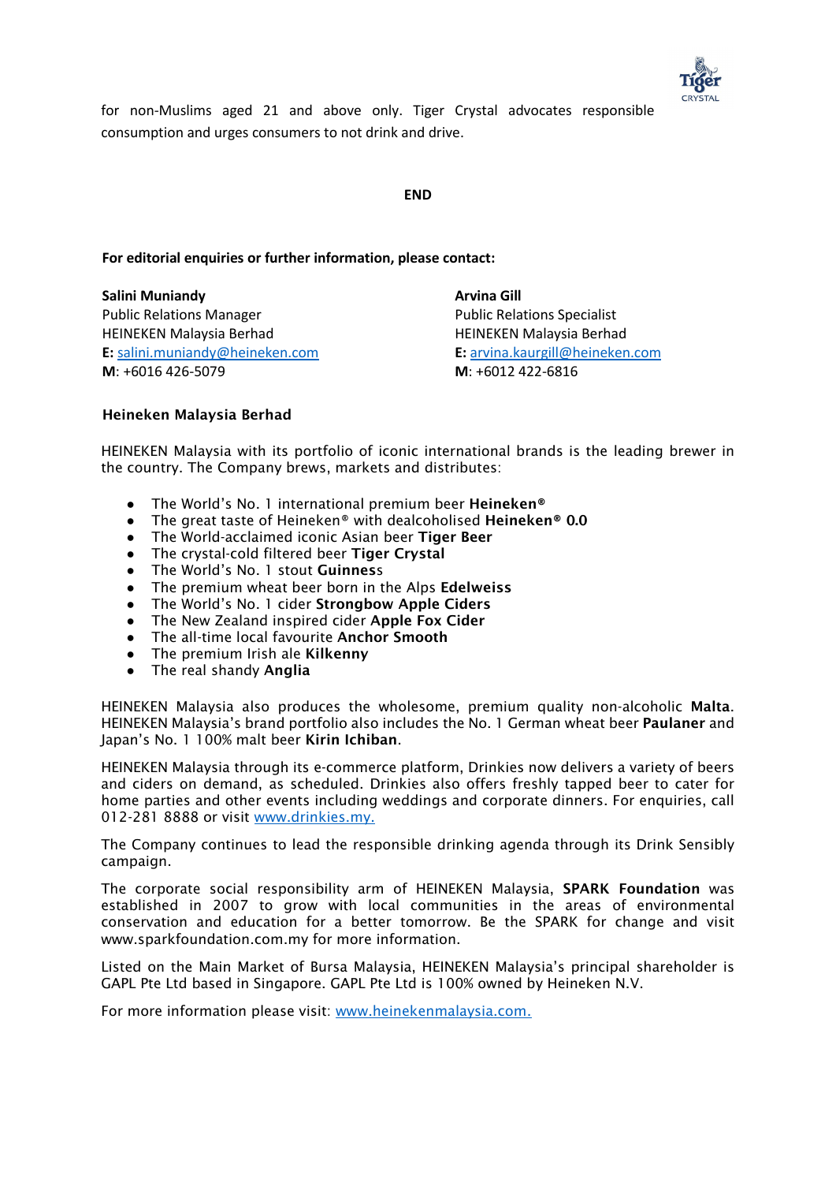for non-Muslims aged 21 and above only. Tiger Crystal advocates responsible consumption and urges consumers to not drink and drive.

**END**

**For editorial enquiries or further information, please contact:**

**Salini Muniandy**
Public Relations Manager
HEINEKEN Malaysia Berhad
**E:** salini.muniandy@heineken.com
**M**: +6016 426-5079

**Arvina Gill**
Public Relations Specialist
HEINEKEN Malaysia Berhad
**E:** arvina.kaurgill@heineken.com
**M**: +6012 422-6816

**Heineken Malaysia Berhad**

HEINEKEN Malaysia with its portfolio of iconic international brands is the leading brewer in the country. The Company brews, markets and distributes:

- The World's No. 1 international premium beer **Heineken®**
- The great taste of Heineken® with dealcoholised **Heineken® 0.0**
- The World-acclaimed iconic Asian beer **Tiger Beer**
- The crystal-cold filtered beer **Tiger Crystal**
- The World's No. 1 stout **Guinness**
- The premium wheat beer born in the Alps **Edelweiss**
- The World's No. 1 cider **Strongbow Apple Ciders**
- The New Zealand inspired cider **Apple Fox Cider**
- The all-time local favourite **Anchor Smooth**
- The premium Irish ale **Kilkenny**
- The real shandy **Anglia**

HEINEKEN Malaysia also produces the wholesome, premium quality non-alcoholic **Malta**. HEINEKEN Malaysia's brand portfolio also includes the No. 1 German wheat beer **Paulaner** and Japan's No. 1 100% malt beer **Kirin Ichiban**.

HEINEKEN Malaysia through its e-commerce platform, Drinkies now delivers a variety of beers and ciders on demand, as scheduled. Drinkies also offers freshly tapped beer to cater for home parties and other events including weddings and corporate dinners. For enquiries, call 012-281 8888 or visit www.drinkies.my.

The Company continues to lead the responsible drinking agenda through its Drink Sensibly campaign.

The corporate social responsibility arm of HEINEKEN Malaysia, **SPARK Foundation** was established in 2007 to grow with local communities in the areas of environmental conservation and education for a better tomorrow. Be the SPARK for change and visit www.sparkfoundation.com.my for more information.

Listed on the Main Market of Bursa Malaysia, HEINEKEN Malaysia's principal shareholder is GAPL Pte Ltd based in Singapore. GAPL Pte Ltd is 100% owned by Heineken N.V.

For more information please visit: www.heinekenmalaysia.com.